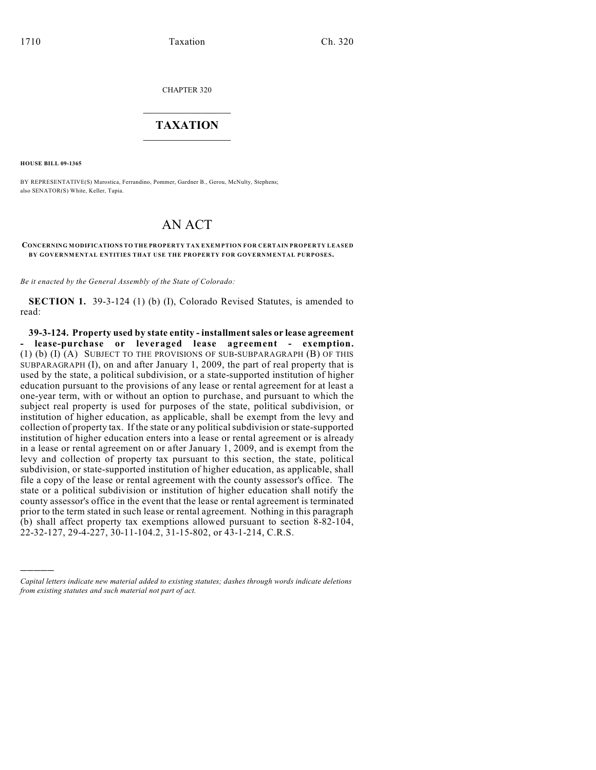CHAPTER 320

# TAXATION

**HOUSE BILL 09-1365**

BY REPRESENTATIVE(S) Marostica, Ferrandino, Pommer, Gardner B., Gerou, McNulty, Stephens; also SENATOR(S) White, Keller, Tapia.

# AN ACT

**CONCERNING MODIFICATIONS TO THE PROPERTY TAX EXEMPTION FOR CERTAIN PROPERTY LEASED BY GOVERNMENTAL ENTITIES THAT USE THE PROPERTY FOR GOVERNMENTAL PURPOSES.**

*Be it enacted by the General Assembly of the State of Colorado:*

**SECTION 1.** 39-3-124 (1) (b) (I), Colorado Revised Statutes, is amended to read:

**39-3-124. Property used by state entity - installment sales or lease agreement - lease-purchase or leveraged lease agreement - exemption.** (1) (b) (I) (A) SUBJECT TO THE PROVISIONS OF SUB-SUBPARAGRAPH (B) OF THIS SUBPARAGRAPH (I), on and after January 1, 2009, the part of real property that is used by the state, a political subdivision, or a state-supported institution of higher education pursuant to the provisions of any lease or rental agreement for at least a one-year term, with or without an option to purchase, and pursuant to which the subject real property is used for purposes of the state, political subdivision, or institution of higher education, as applicable, shall be exempt from the levy and collection of property tax. If the state or any political subdivision or state-supported institution of higher education enters into a lease or rental agreement or is already in a lease or rental agreement on or after January 1, 2009, and is exempt from the levy and collection of property tax pursuant to this section, the state, political subdivision, or state-supported institution of higher education, as applicable, shall file a copy of the lease or rental agreement with the county assessor's office. The state or a political subdivision or institution of higher education shall notify the county assessor's office in the event that the lease or rental agreement is terminated prior to the term stated in such lease or rental agreement. Nothing in this paragraph (b) shall affect property tax exemptions allowed pursuant to section 8-82-104, 22-32-127, 29-4-227, 30-11-104.2, 31-15-802, or 43-1-214, C.R.S.

---

*Capital letters indicate new material added to existing statutes; dashes through words indicate deletions from existing statutes and such material not part of act.*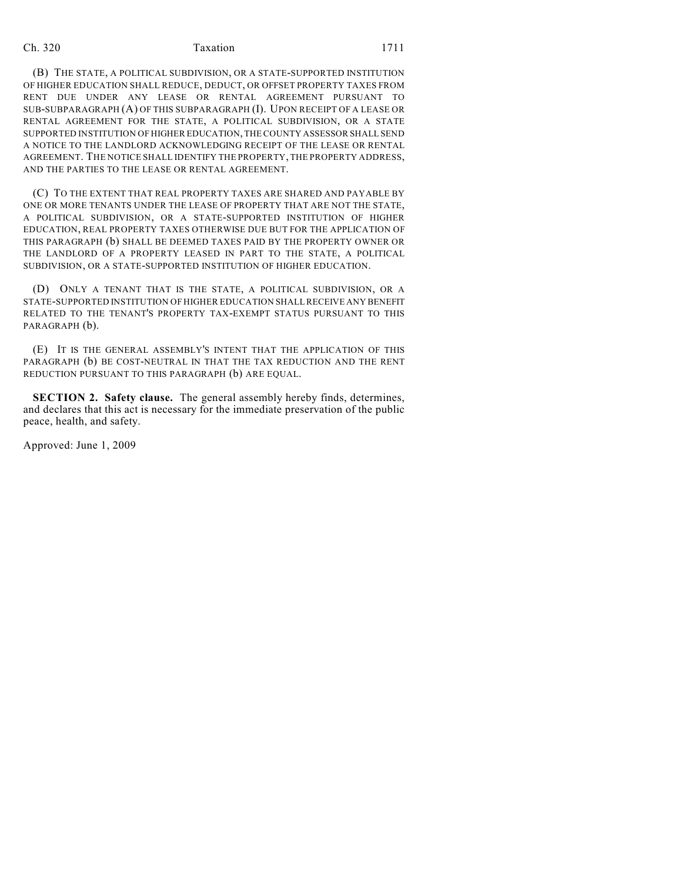(B) THE STATE, A POLITICAL SUBDIVISION, OR A STATE-SUPPORTED INSTITUTION OF HIGHER EDUCATION SHALL REDUCE, DEDUCT, OR OFFSET PROPERTY TAXES FROM RENT DUE UNDER ANY LEASE OR RENTAL AGREEMENT PURSUANT TO SUB-SUBPARAGRAPH (A) OF THIS SUBPARAGRAPH (I). UPON RECEIPT OF A LEASE OR RENTAL AGREEMENT FOR THE STATE, A POLITICAL SUBDIVISION, OR A STATE SUPPORTED INSTITUTION OF HIGHER EDUCATION, THE COUNTY ASSESSOR SHALL SEND A NOTICE TO THE LANDLORD ACKNOWLEDGING RECEIPT OF THE LEASE OR RENTAL AGREEMENT. THE NOTICE SHALL IDENTIFY THE PROPERTY, THE PROPERTY ADDRESS, AND THE PARTIES TO THE LEASE OR RENTAL AGREEMENT.

(C) TO THE EXTENT THAT REAL PROPERTY TAXES ARE SHARED AND PAYABLE BY ONE OR MORE TENANTS UNDER THE LEASE OF PROPERTY THAT ARE NOT THE STATE, A POLITICAL SUBDIVISION, OR A STATE-SUPPORTED INSTITUTION OF HIGHER EDUCATION, REAL PROPERTY TAXES OTHERWISE DUE BUT FOR THE APPLICATION OF THIS PARAGRAPH (b) SHALL BE DEEMED TAXES PAID BY THE PROPERTY OWNER OR THE LANDLORD OF A PROPERTY LEASED IN PART TO THE STATE, A POLITICAL SUBDIVISION, OR A STATE-SUPPORTED INSTITUTION OF HIGHER EDUCATION.

(D) ONLY A TENANT THAT IS THE STATE, A POLITICAL SUBDIVISION, OR A STATE-SUPPORTED INSTITUTION OF HIGHER EDUCATION SHALL RECEIVE ANY BENEFIT RELATED TO THE TENANT'S PROPERTY TAX-EXEMPT STATUS PURSUANT TO THIS PARAGRAPH (b).

(E) IT IS THE GENERAL ASSEMBLY'S INTENT THAT THE APPLICATION OF THIS PARAGRAPH (b) BE COST-NEUTRAL IN THAT THE TAX REDUCTION AND THE RENT REDUCTION PURSUANT TO THIS PARAGRAPH (b) ARE EQUAL.

**SECTION 2. Safety clause.** The general assembly hereby finds, determines, and declares that this act is necessary for the immediate preservation of the public peace, health, and safety.

Approved: June 1, 2009